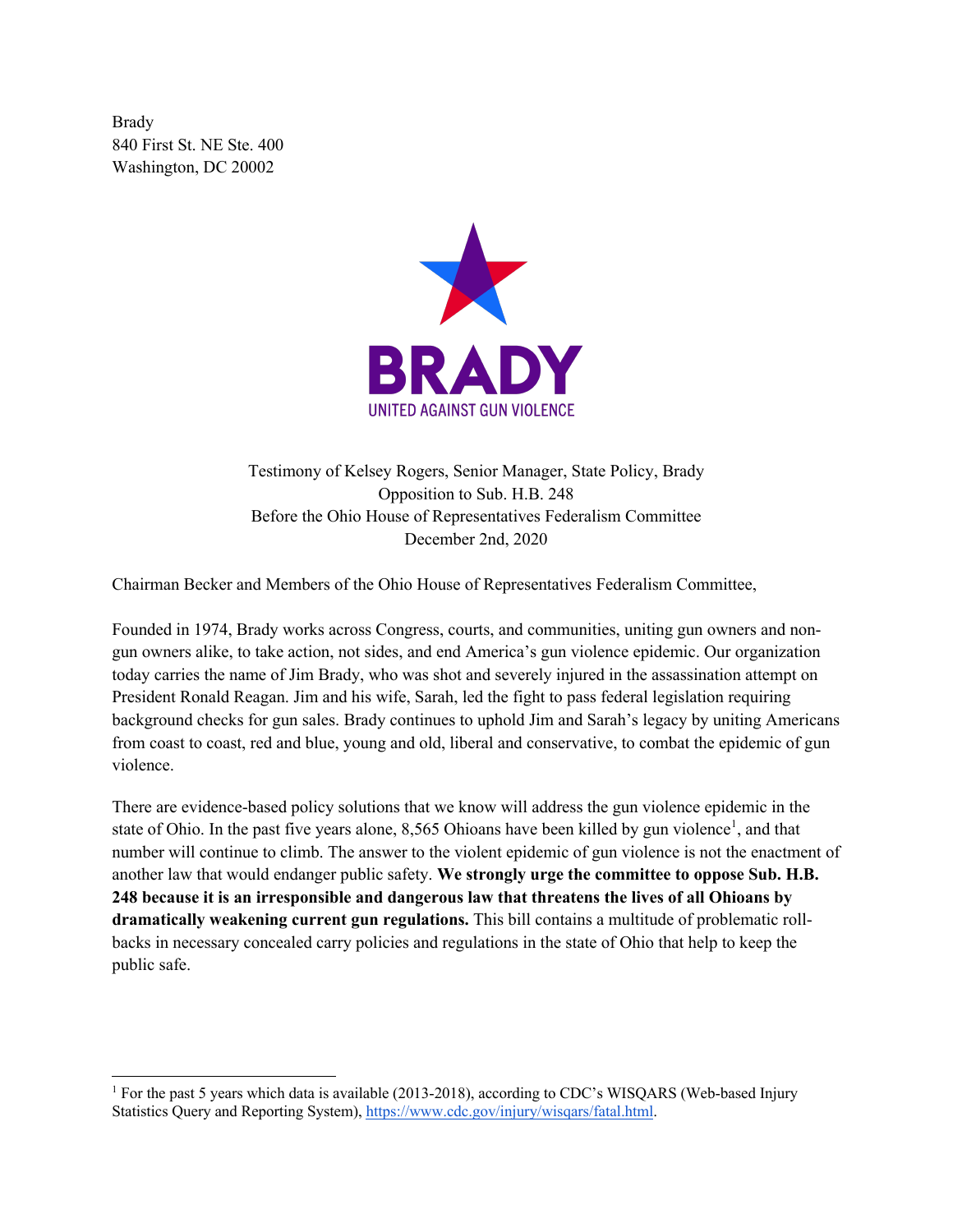Brady
840 First St. NE Ste. 400
Washington, DC 20002

BRADY
UNITED AGAINST GUN VIOLENCE

Testimony of Kelsey Rogers, Senior Manager, State Policy, Brady
Opposition to Sub. H.B. 248
Before the Ohio House of Representatives Federalism Committee
December 2nd, 2020

Chairman Becker and Members of the Ohio House of Representatives Federalism Committee,

Founded in 1974, Brady works across Congress, courts, and communities, uniting gun owners and non-gun owners alike, to take action, not sides, and end America's gun violence epidemic. Our organization today carries the name of Jim Brady, who was shot and severely injured in the assassination attempt on President Ronald Reagan. Jim and his wife, Sarah, led the fight to pass federal legislation requiring background checks for gun sales. Brady continues to uphold Jim and Sarah's legacy by uniting Americans from coast to coast, red and blue, young and old, liberal and conservative, to combat the epidemic of gun violence.

There are evidence-based policy solutions that we know will address the gun violence epidemic in the state of Ohio. In the past five years alone, 8,565 Ohioans have been killed by gun violence[1], and that number will continue to climb. The answer to the violent epidemic of gun violence is not the enactment of another law that would endanger public safety. **We strongly urge the committee to oppose Sub. H.B. 248 because it is an irresponsible and dangerous law that threatens the lives of all Ohioans by dramatically weakening current gun regulations.** This bill contains a multitude of problematic roll-backs in necessary concealed carry policies and regulations in the state of Ohio that help to keep the public safe.

---

[1] For the past 5 years which data is available (2013-2018), according to CDC's WISQARS (Web-based Injury Statistics Query and Reporting System), https://www.cdc.gov/injury/wisqars/fatal.html.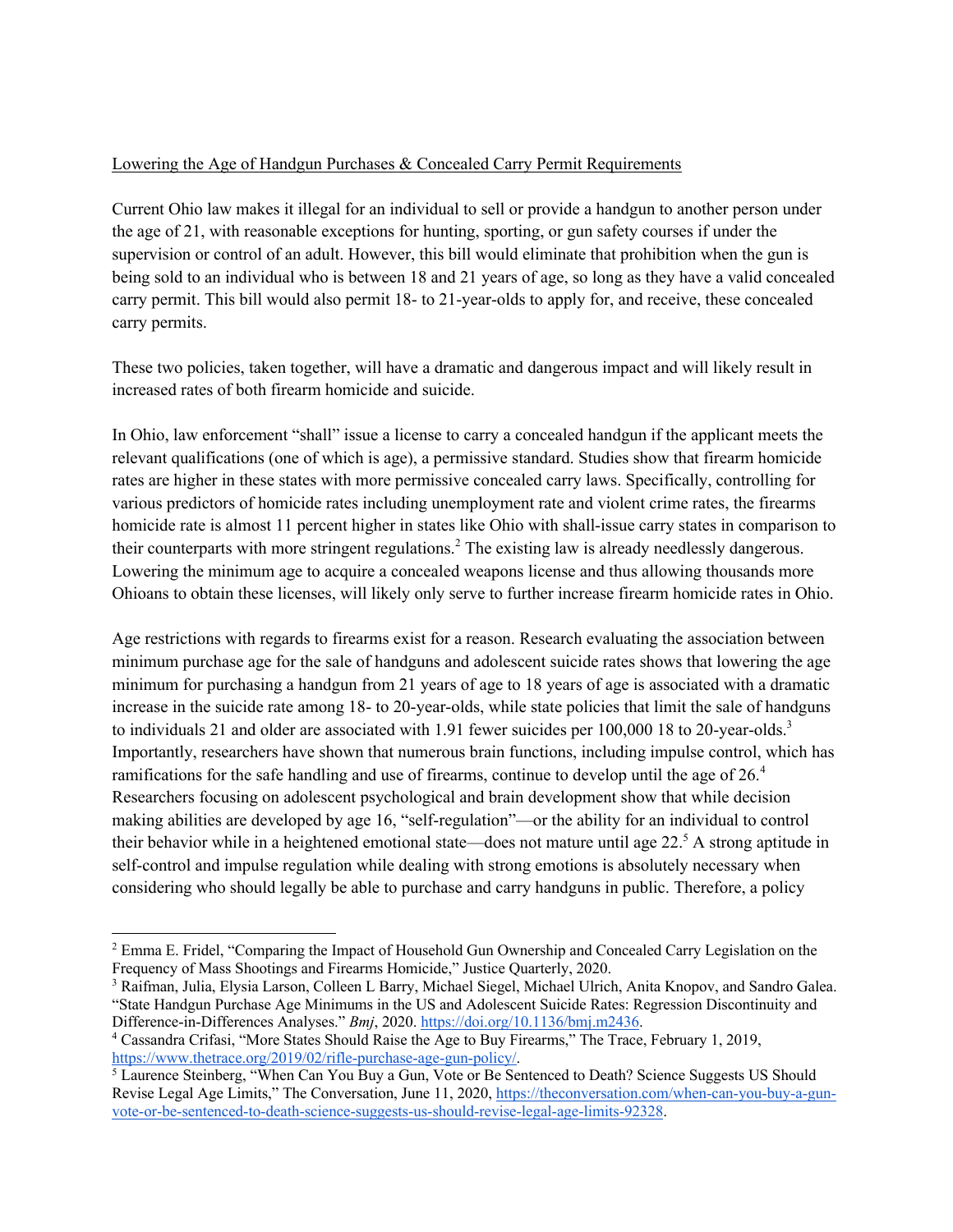Lowering the Age of Handgun Purchases & Concealed Carry Permit Requirements

Current Ohio law makes it illegal for an individual to sell or provide a handgun to another person under the age of 21, with reasonable exceptions for hunting, sporting, or gun safety courses if under the supervision or control of an adult. However, this bill would eliminate that prohibition when the gun is being sold to an individual who is between 18 and 21 years of age, so long as they have a valid concealed carry permit. This bill would also permit 18- to 21-year-olds to apply for, and receive, these concealed carry permits.

These two policies, taken together, will have a dramatic and dangerous impact and will likely result in increased rates of both firearm homicide and suicide.

In Ohio, law enforcement "shall" issue a license to carry a concealed handgun if the applicant meets the relevant qualifications (one of which is age), a permissive standard. Studies show that firearm homicide rates are higher in these states with more permissive concealed carry laws. Specifically, controlling for various predictors of homicide rates including unemployment rate and violent crime rates, the firearms homicide rate is almost 11 percent higher in states like Ohio with shall-issue carry states in comparison to their counterparts with more stringent regulations.[2] The existing law is already needlessly dangerous. Lowering the minimum age to acquire a concealed weapons license and thus allowing thousands more Ohioans to obtain these licenses, will likely only serve to further increase firearm homicide rates in Ohio.

Age restrictions with regards to firearms exist for a reason. Research evaluating the association between minimum purchase age for the sale of handguns and adolescent suicide rates shows that lowering the age minimum for purchasing a handgun from 21 years of age to 18 years of age is associated with a dramatic increase in the suicide rate among 18- to 20-year-olds, while state policies that limit the sale of handguns to individuals 21 and older are associated with 1.91 fewer suicides per 100,000 18 to 20-year-olds.[3] Importantly, researchers have shown that numerous brain functions, including impulse control, which has ramifications for the safe handling and use of firearms, continue to develop until the age of 26.[4] Researchers focusing on adolescent psychological and brain development show that while decision making abilities are developed by age 16, "self-regulation"—or the ability for an individual to control their behavior while in a heightened emotional state—does not mature until age 22.[5] A strong aptitude in self-control and impulse regulation while dealing with strong emotions is absolutely necessary when considering who should legally be able to purchase and carry handguns in public. Therefore, a policy

---

[2] Emma E. Fridel, "Comparing the Impact of Household Gun Ownership and Concealed Carry Legislation on the Frequency of Mass Shootings and Firearms Homicide," Justice Quarterly, 2020.

[3] Raifman, Julia, Elysia Larson, Colleen L Barry, Michael Siegel, Michael Ulrich, Anita Knopov, and Sandro Galea. "State Handgun Purchase Age Minimums in the US and Adolescent Suicide Rates: Regression Discontinuity and Difference-in-Differences Analyses." *Bmj*, 2020. https://doi.org/10.1136/bmj.m2436.

[4] Cassandra Crifasi, "More States Should Raise the Age to Buy Firearms," The Trace, February 1, 2019, https://www.thetrace.org/2019/02/rifle-purchase-age-gun-policy/.

[5] Laurence Steinberg, "When Can You Buy a Gun, Vote or Be Sentenced to Death? Science Suggests US Should Revise Legal Age Limits," The Conversation, June 11, 2020, https://theconversation.com/when-can-you-buy-a-gun-vote-or-be-sentenced-to-death-science-suggests-us-should-revise-legal-age-limits-92328.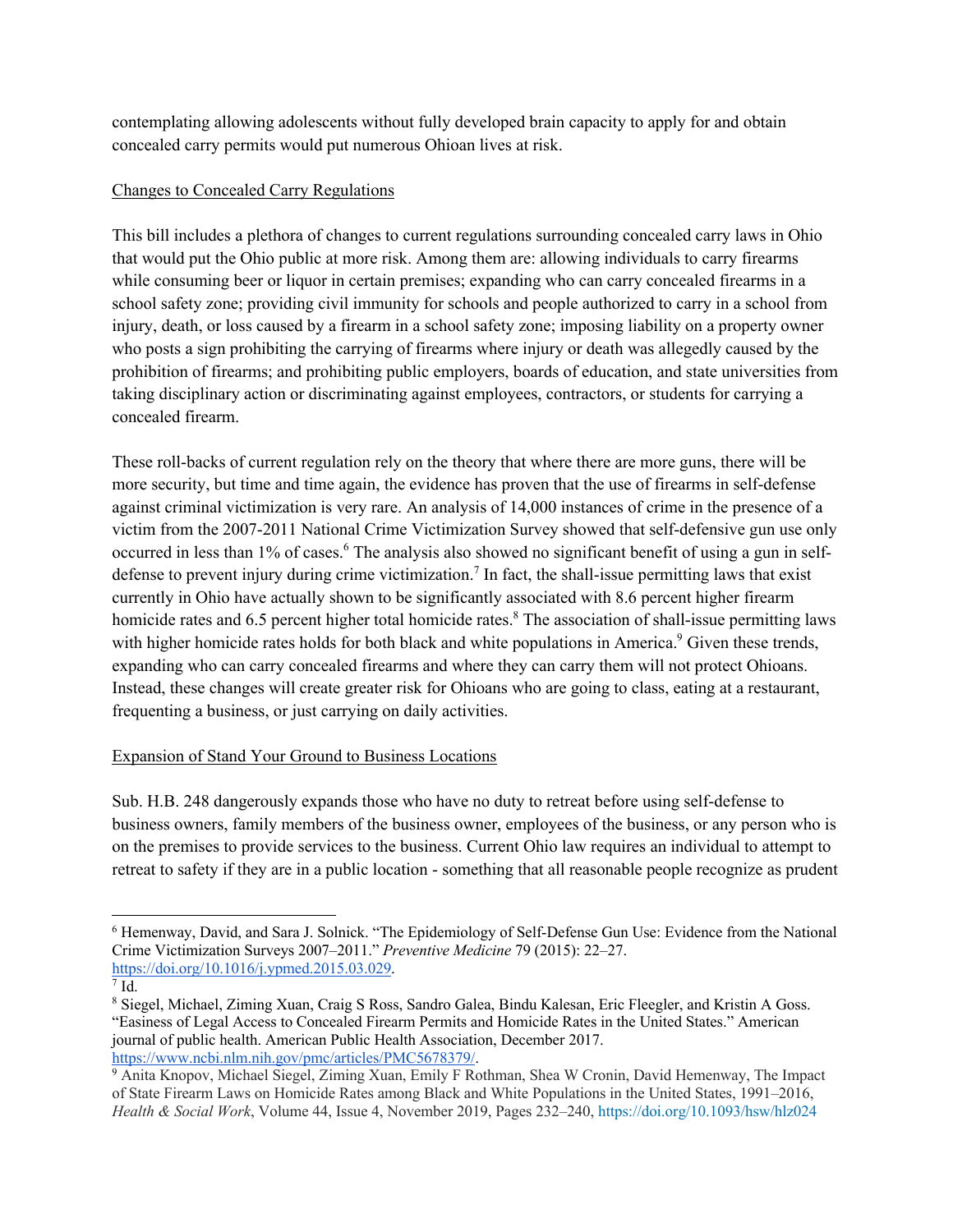contemplating allowing adolescents without fully developed brain capacity to apply for and obtain concealed carry permits would put numerous Ohioan lives at risk.

Changes to Concealed Carry Regulations

This bill includes a plethora of changes to current regulations surrounding concealed carry laws in Ohio that would put the Ohio public at more risk. Among them are: allowing individuals to carry firearms while consuming beer or liquor in certain premises; expanding who can carry concealed firearms in a school safety zone; providing civil immunity for schools and people authorized to carry in a school from injury, death, or loss caused by a firearm in a school safety zone; imposing liability on a property owner who posts a sign prohibiting the carrying of firearms where injury or death was allegedly caused by the prohibition of firearms; and prohibiting public employers, boards of education, and state universities from taking disciplinary action or discriminating against employees, contractors, or students for carrying a concealed firearm.

These roll-backs of current regulation rely on the theory that where there are more guns, there will be more security, but time and time again, the evidence has proven that the use of firearms in self-defense against criminal victimization is very rare. An analysis of 14,000 instances of crime in the presence of a victim from the 2007-2011 National Crime Victimization Survey showed that self-defensive gun use only occurred in less than 1% of cases.[6] The analysis also showed no significant benefit of using a gun in self-defense to prevent injury during crime victimization.[7] In fact, the shall-issue permitting laws that exist currently in Ohio have actually shown to be significantly associated with 8.6 percent higher firearm homicide rates and 6.5 percent higher total homicide rates.[8] The association of shall-issue permitting laws with higher homicide rates holds for both black and white populations in America.[9] Given these trends, expanding who can carry concealed firearms and where they can carry them will not protect Ohioans. Instead, these changes will create greater risk for Ohioans who are going to class, eating at a restaurant, frequenting a business, or just carrying on daily activities.

Expansion of Stand Your Ground to Business Locations

Sub. H.B. 248 dangerously expands those who have no duty to retreat before using self-defense to business owners, family members of the business owner, employees of the business, or any person who is on the premises to provide services to the business. Current Ohio law requires an individual to attempt to retreat to safety if they are in a public location - something that all reasonable people recognize as prudent

---

[6] Hemenway, David, and Sara J. Solnick. "The Epidemiology of Self-Defense Gun Use: Evidence from the National Crime Victimization Surveys 2007–2011." *Preventive Medicine* 79 (2015): 22–27. https://doi.org/10.1016/j.ypmed.2015.03.029.

[7] Id.

[8] Siegel, Michael, Ziming Xuan, Craig S Ross, Sandro Galea, Bindu Kalesan, Eric Fleegler, and Kristin A Goss. "Easiness of Legal Access to Concealed Firearm Permits and Homicide Rates in the United States." American journal of public health. American Public Health Association, December 2017. https://www.ncbi.nlm.nih.gov/pmc/articles/PMC5678379/.

[9] Anita Knopov, Michael Siegel, Ziming Xuan, Emily F Rothman, Shea W Cronin, David Hemenway, The Impact of State Firearm Laws on Homicide Rates among Black and White Populations in the United States, 1991–2016, *Health & Social Work*, Volume 44, Issue 4, November 2019, Pages 232–240, https://doi.org/10.1093/hsw/hlz024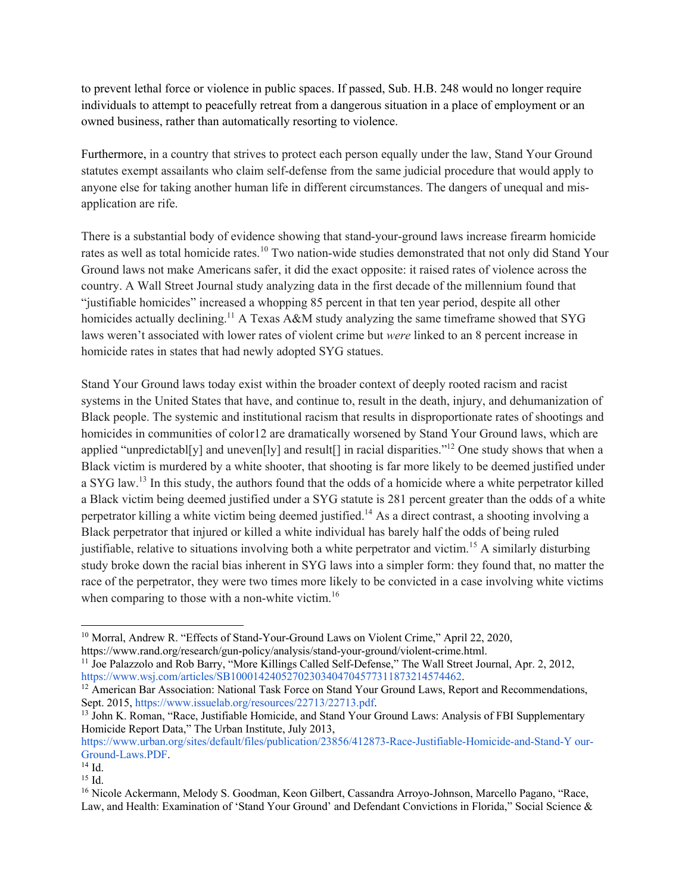to prevent lethal force or violence in public spaces. If passed, Sub. H.B. 248 would no longer require individuals to attempt to peacefully retreat from a dangerous situation in a place of employment or an owned business, rather than automatically resorting to violence.

Furthermore, in a country that strives to protect each person equally under the law, Stand Your Ground statutes exempt assailants who claim self-defense from the same judicial procedure that would apply to anyone else for taking another human life in different circumstances. The dangers of unequal and mis-application are rife.

There is a substantial body of evidence showing that stand-your-ground laws increase firearm homicide rates as well as total homicide rates.[10] Two nation-wide studies demonstrated that not only did Stand Your Ground laws not make Americans safer, it did the exact opposite: it raised rates of violence across the country. A Wall Street Journal study analyzing data in the first decade of the millennium found that "justifiable homicides" increased a whopping 85 percent in that ten year period, despite all other homicides actually declining.[11] A Texas A&M study analyzing the same timeframe showed that SYG laws weren't associated with lower rates of violent crime but *were* linked to an 8 percent increase in homicide rates in states that had newly adopted SYG statues.

Stand Your Ground laws today exist within the broader context of deeply rooted racism and racist systems in the United States that have, and continue to, result in the death, injury, and dehumanization of Black people. The systemic and institutional racism that results in disproportionate rates of shootings and homicides in communities of color12 are dramatically worsened by Stand Your Ground laws, which are applied "unpredictabl[y] and uneven[ly] and result[] in racial disparities."[12] One study shows that when a Black victim is murdered by a white shooter, that shooting is far more likely to be deemed justified under a SYG law.[13] In this study, the authors found that the odds of a homicide where a white perpetrator killed a Black victim being deemed justified under a SYG statute is 281 percent greater than the odds of a white perpetrator killing a white victim being deemed justified.[14] As a direct contrast, a shooting involving a Black perpetrator that injured or killed a white individual has barely half the odds of being ruled justifiable, relative to situations involving both a white perpetrator and victim.[15] A similarly disturbing study broke down the racial bias inherent in SYG laws into a simpler form: they found that, no matter the race of the perpetrator, they were two times more likely to be convicted in a case involving white victims when comparing to those with a non-white victim.[16]

---

[10] Morral, Andrew R. "Effects of Stand-Your-Ground Laws on Violent Crime," April 22, 2020, https://www.rand.org/research/gun-policy/analysis/stand-your-ground/violent-crime.html.

[11] Joe Palazzolo and Rob Barry, "More Killings Called Self-Defense," The Wall Street Journal, Apr. 2, 2012, https://www.wsj.com/articles/SB10001424052702303404704577311873214574462.

[12] American Bar Association: National Task Force on Stand Your Ground Laws, Report and Recommendations, Sept. 2015, https://www.issuelab.org/resources/22713/22713.pdf.

[13] John K. Roman, "Race, Justifiable Homicide, and Stand Your Ground Laws: Analysis of FBI Supplementary Homicide Report Data," The Urban Institute, July 2013, https://www.urban.org/sites/default/files/publication/23856/412873-Race-Justifiable-Homicide-and-Stand-Y our-Ground-Laws.PDF.

[14] Id.

[15] Id.

[16] Nicole Ackermann, Melody S. Goodman, Keon Gilbert, Cassandra Arroyo-Johnson, Marcello Pagano, "Race, Law, and Health: Examination of 'Stand Your Ground' and Defendant Convictions in Florida," Social Science &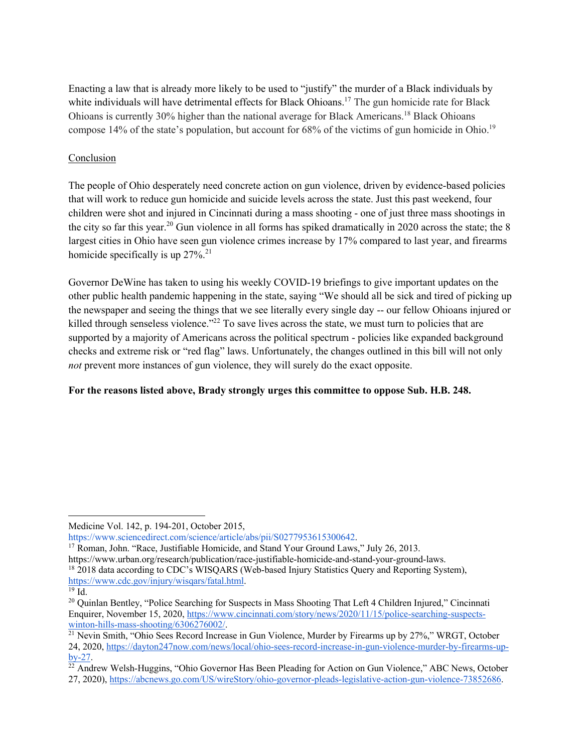Enacting a law that is already more likely to be used to "justify" the murder of a Black individuals by white individuals will have detrimental effects for Black Ohioans.[17] The gun homicide rate for Black Ohioans is currently 30% higher than the national average for Black Americans.[18] Black Ohioans compose 14% of the state's population, but account for 68% of the victims of gun homicide in Ohio.[19]

## Conclusion

The people of Ohio desperately need concrete action on gun violence, driven by evidence-based policies that will work to reduce gun homicide and suicide levels across the state. Just this past weekend, four children were shot and injured in Cincinnati during a mass shooting - one of just three mass shootings in the city so far this year.[20] Gun violence in all forms has spiked dramatically in 2020 across the state; the 8 largest cities in Ohio have seen gun violence crimes increase by 17% compared to last year, and firearms homicide specifically is up 27%.[21]

Governor DeWine has taken to using his weekly COVID-19 briefings to give important updates on the other public health pandemic happening in the state, saying "We should all be sick and tired of picking up the newspaper and seeing the things that we see literally every single day -- our fellow Ohioans injured or killed through senseless violence."[22] To save lives across the state, we must turn to policies that are supported by a majority of Americans across the political spectrum - policies like expanded background checks and extreme risk or "red flag" laws. Unfortunately, the changes outlined in this bill will not only *not* prevent more instances of gun violence, they will surely do the exact opposite.

**For the reasons listed above, Brady strongly urges this committee to oppose Sub. H.B. 248.**

---

Medicine Vol. 142, p. 194-201, October 2015, https://www.sciencedirect.com/science/article/abs/pii/S0277953615300642.

[17] Roman, John. "Race, Justifiable Homicide, and Stand Your Ground Laws," July 26, 2013. https://www.urban.org/research/publication/race-justifiable-homicide-and-stand-your-ground-laws.

[18] 2018 data according to CDC's WISQARS (Web-based Injury Statistics Query and Reporting System), https://www.cdc.gov/injury/wisqars/fatal.html.

[19] Id.

[20] Quinlan Bentley, "Police Searching for Suspects in Mass Shooting That Left 4 Children Injured," Cincinnati Enquirer, November 15, 2020, https://www.cincinnati.com/story/news/2020/11/15/police-searching-suspects-winton-hills-mass-shooting/6306276002/.

[21] Nevin Smith, "Ohio Sees Record Increase in Gun Violence, Murder by Firearms up by 27%," WRGT, October 24, 2020, https://dayton247now.com/news/local/ohio-sees-record-increase-in-gun-violence-murder-by-firearms-up-by-27.

[22] Andrew Welsh-Huggins, "Ohio Governor Has Been Pleading for Action on Gun Violence," ABC News, October 27, 2020), https://abcnews.go.com/US/wireStory/ohio-governor-pleads-legislative-action-gun-violence-73852686.